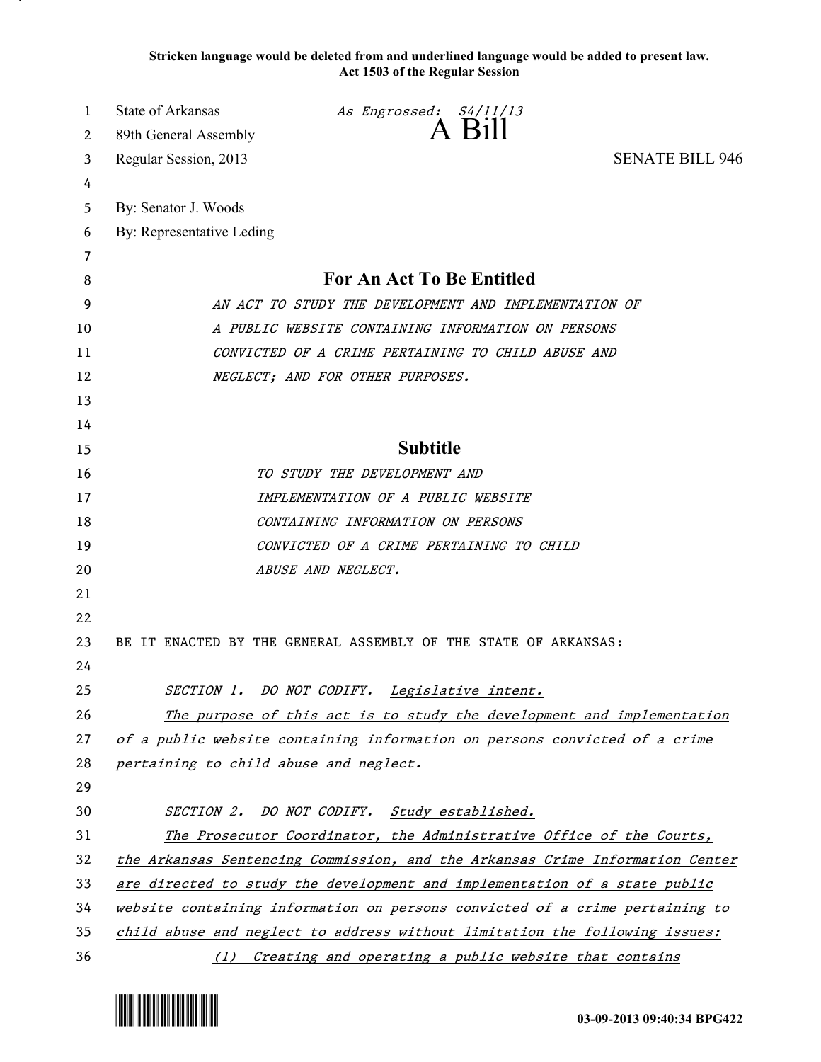**Stricken language would be deleted from and underlined language would be added to present law.**
**Act 1503 of the Regular Session**

State of Arkansas *As Engrossed: S4/11/13*
89th General Assembly

# A Bill

Regular Session, 2013 SENATE BILL 946

By: Senator J. Woods
By: Representative Leding

## For An Act To Be Entitled

*AN ACT TO STUDY THE DEVELOPMENT AND IMPLEMENTATION OF A PUBLIC WEBSITE CONTAINING INFORMATION ON PERSONS CONVICTED OF A CRIME PERTAINING TO CHILD ABUSE AND NEGLECT; AND FOR OTHER PURPOSES.*

## Subtitle

*TO STUDY THE DEVELOPMENT AND IMPLEMENTATION OF A PUBLIC WEBSITE CONTAINING INFORMATION ON PERSONS CONVICTED OF A CRIME PERTAINING TO CHILD ABUSE AND NEGLECT.*

BE IT ENACTED BY THE GENERAL ASSEMBLY OF THE STATE OF ARKANSAS:

SECTION 1. DO NOT CODIFY. Legislative intent.
The purpose of this act is to study the development and implementation of a public website containing information on persons convicted of a crime pertaining to child abuse and neglect.

SECTION 2. DO NOT CODIFY. Study established.
The Prosecutor Coordinator, the Administrative Office of the Courts, the Arkansas Sentencing Commission, and the Arkansas Crime Information Center are directed to study the development and implementation of a state public website containing information on persons convicted of a crime pertaining to child abuse and neglect to address without limitation the following issues:

(1) Creating and operating a public website that contains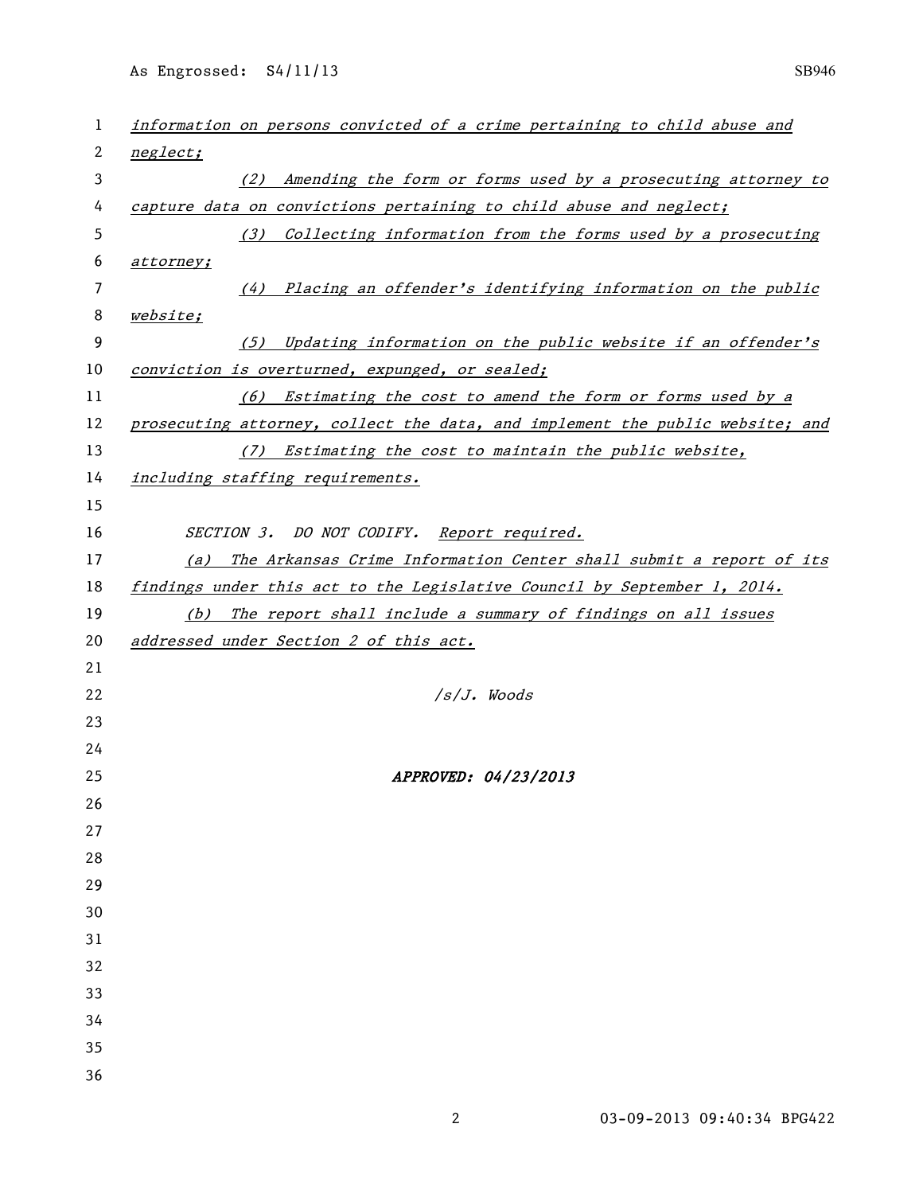*information on persons convicted of a crime pertaining to child abuse and neglect;*

*(2) Amending the form or forms used by a prosecuting attorney to capture data on convictions pertaining to child abuse and neglect;*

*(3) Collecting information from the forms used by a prosecuting attorney;*

*(4) Placing an offender's identifying information on the public website;*

*(5) Updating information on the public website if an offender's conviction is overturned, expunged, or sealed;*

*(6) Estimating the cost to amend the form or forms used by a prosecuting attorney, collect the data, and implement the public website; and*

*(7) Estimating the cost to maintain the public website, including staffing requirements.*

*SECTION 3. DO NOT CODIFY. Report required.*

*(a) The Arkansas Crime Information Center shall submit a report of its findings under this act to the Legislative Council by September 1, 2014.*

*(b) The report shall include a summary of findings on all issues addressed under Section 2 of this act.*

*/s/J. Woods*

***APPROVED: 04/23/2013***